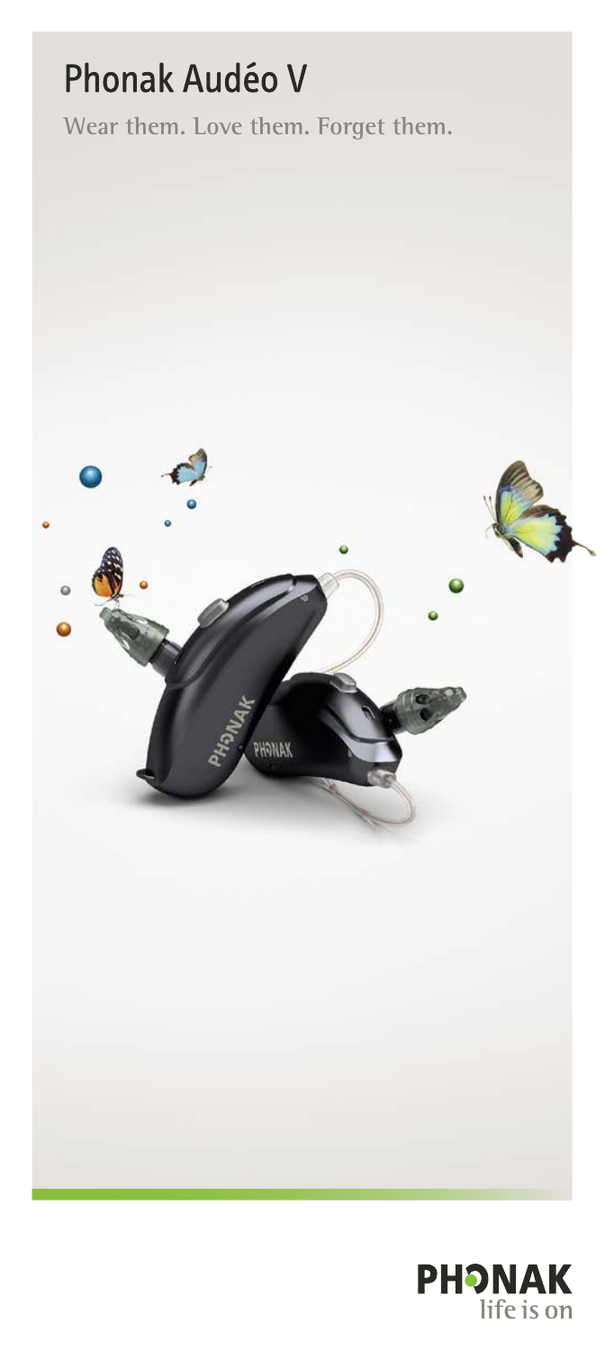# Phonak Audéo V

Wear them. Love them. Forget them.

PHONAK
life is on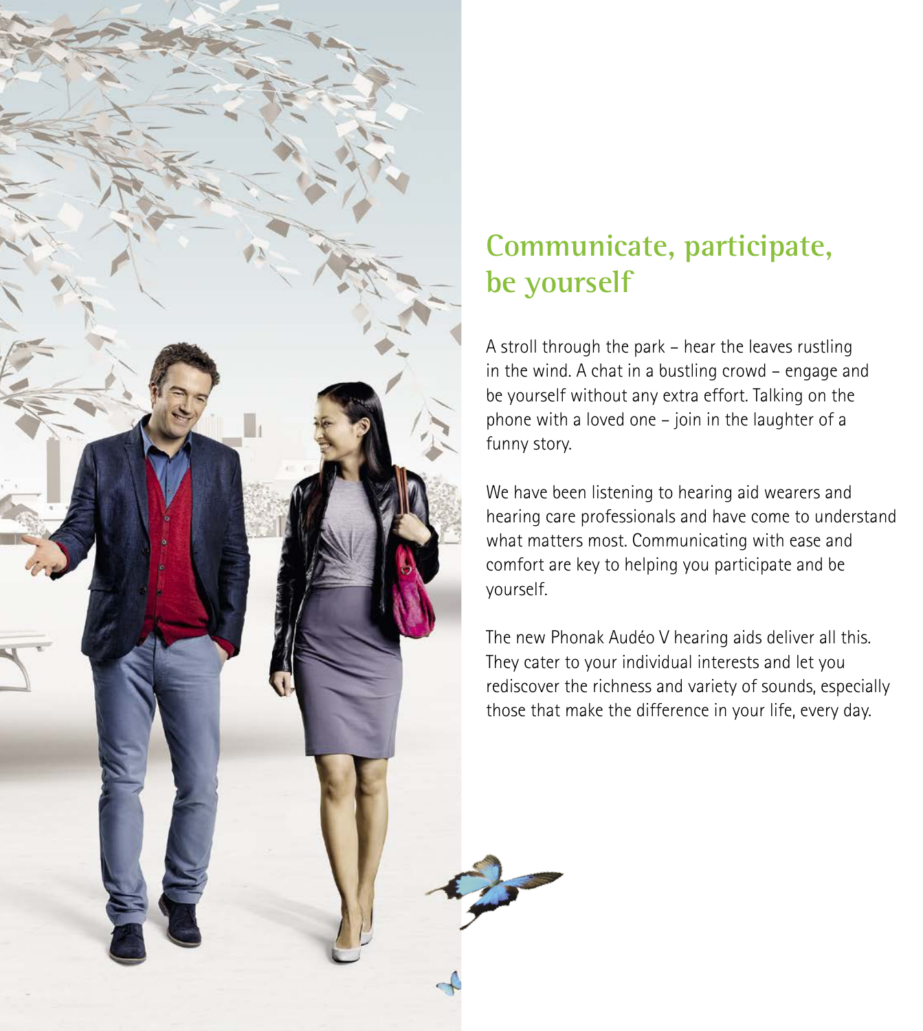## Communicate, participate, be yourself

A stroll through the park – hear the leaves rustling in the wind. A chat in a bustling crowd – engage and be yourself without any extra effort. Talking on the phone with a loved one – join in the laughter of a funny story.

We have been listening to hearing aid wearers and hearing care professionals and have come to understand what matters most. Communicating with ease and comfort are key to helping you participate and be yourself.

The new Phonak Audéo V hearing aids deliver all this. They cater to your individual interests and let you rediscover the richness and variety of sounds, especially those that make the difference in your life, every day.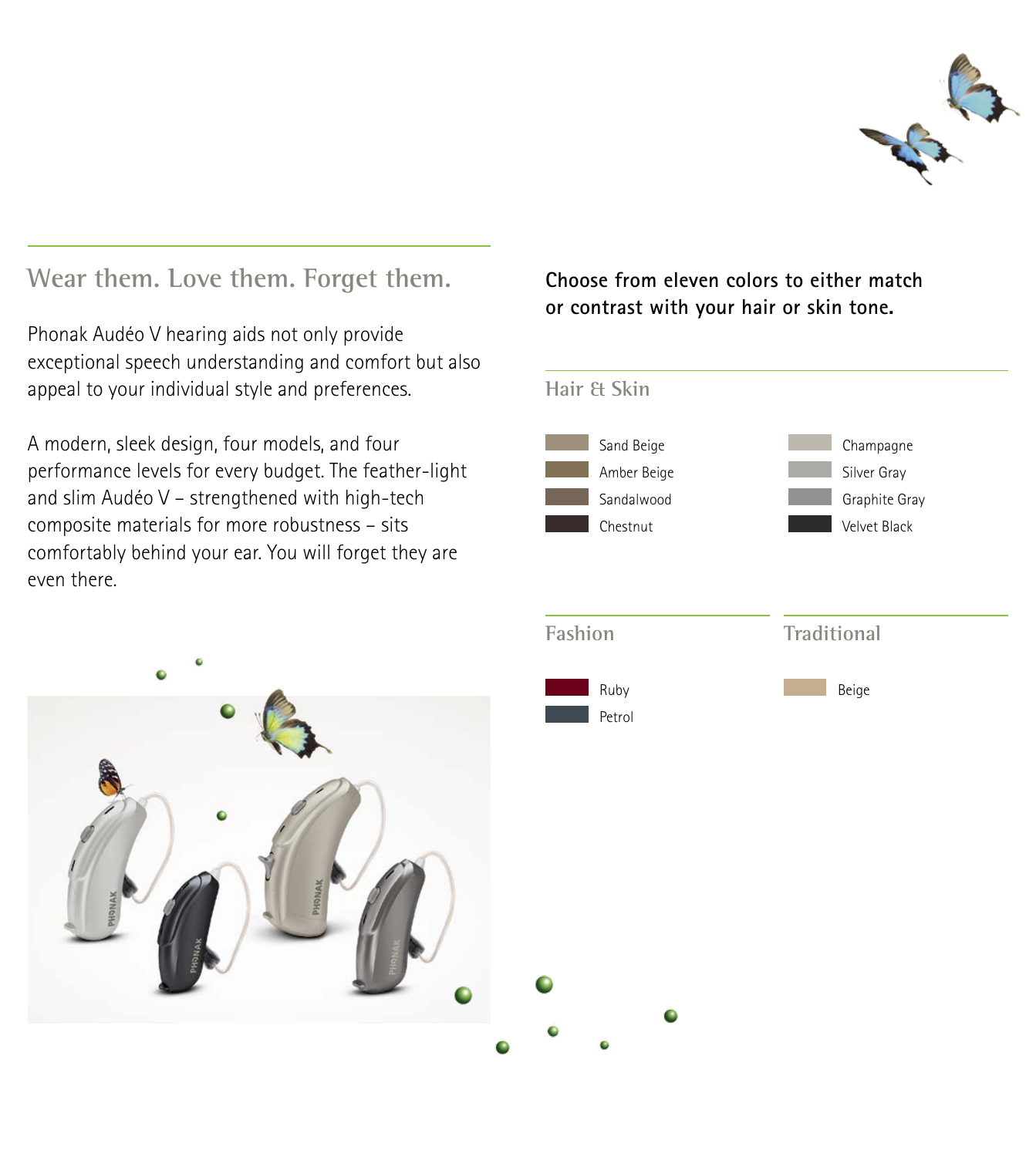## Wear them. Love them. Forget them.

Phonak Audéo V hearing aids not only provide exceptional speech understanding and comfort but also appeal to your individual style and preferences.

A modern, sleek design, four models, and four performance levels for every budget. The feather-light and slim Audéo V – strengthened with high-tech composite materials for more robustness – sits comfortably behind your ear. You will forget they are even there.

**Choose from eleven colors to either match or contrast with your hair or skin tone.**

### Hair & Skin

- Sand Beige
- Amber Beige
- Sandalwood
- Chestnut
- Champagne
- Silver Gray
- Graphite Gray
- Velvet Black

### Fashion

- Ruby
- Petrol

### Traditional

- Beige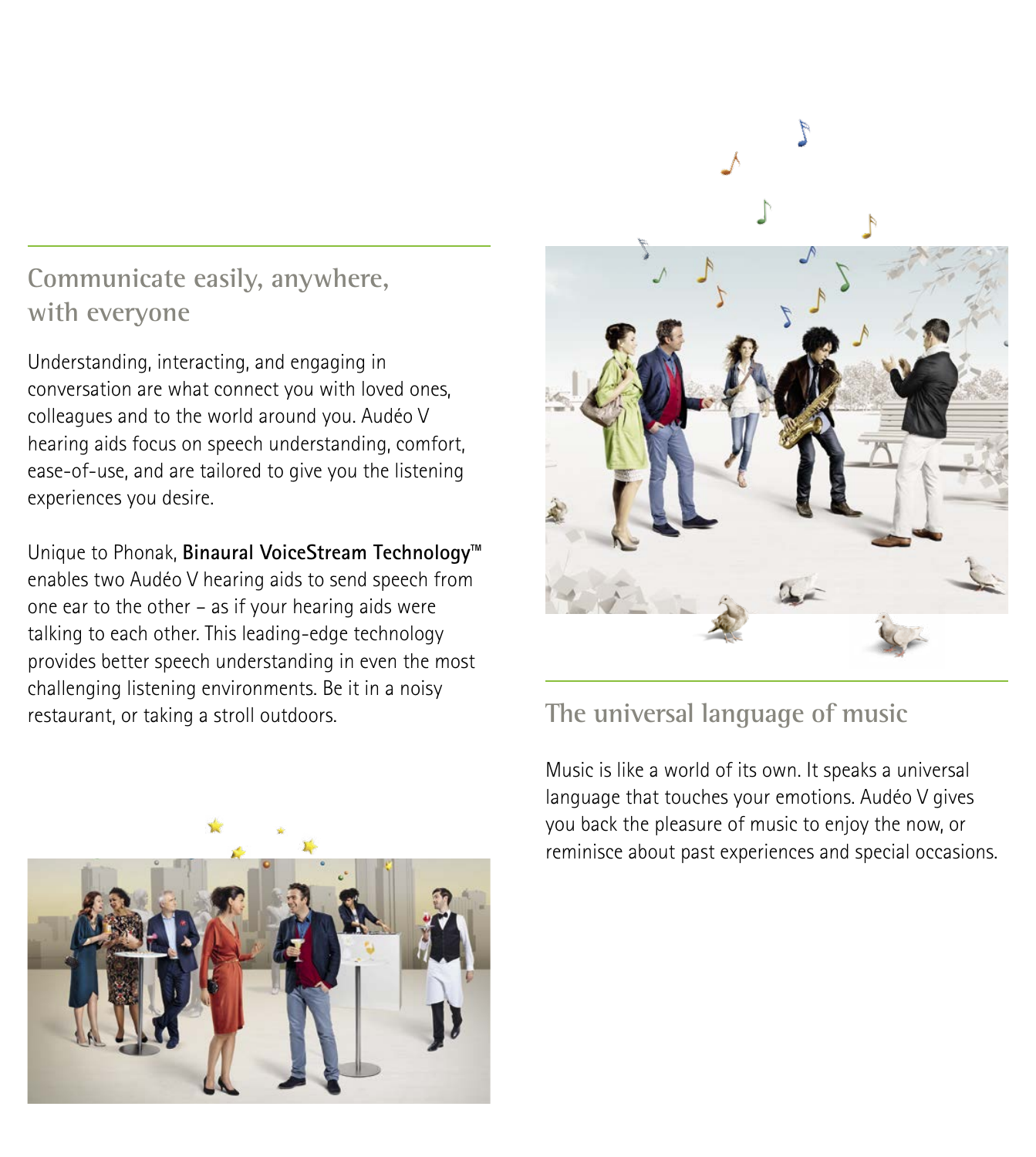## Communicate easily, anywhere, with everyone

Understanding, interacting, and engaging in conversation are what connect you with loved ones, colleagues and to the world around you. Audéo V hearing aids focus on speech understanding, comfort, ease-of-use, and are tailored to give you the listening experiences you desire.

Unique to Phonak, **Binaural VoiceStream Technology™** enables two Audéo V hearing aids to send speech from one ear to the other – as if your hearing aids were talking to each other. This leading-edge technology provides better speech understanding in even the most challenging listening environments. Be it in a noisy restaurant, or taking a stroll outdoors.

## The universal language of music

Music is like a world of its own. It speaks a universal language that touches your emotions. Audéo V gives you back the pleasure of music to enjoy the now, or reminisce about past experiences and special occasions.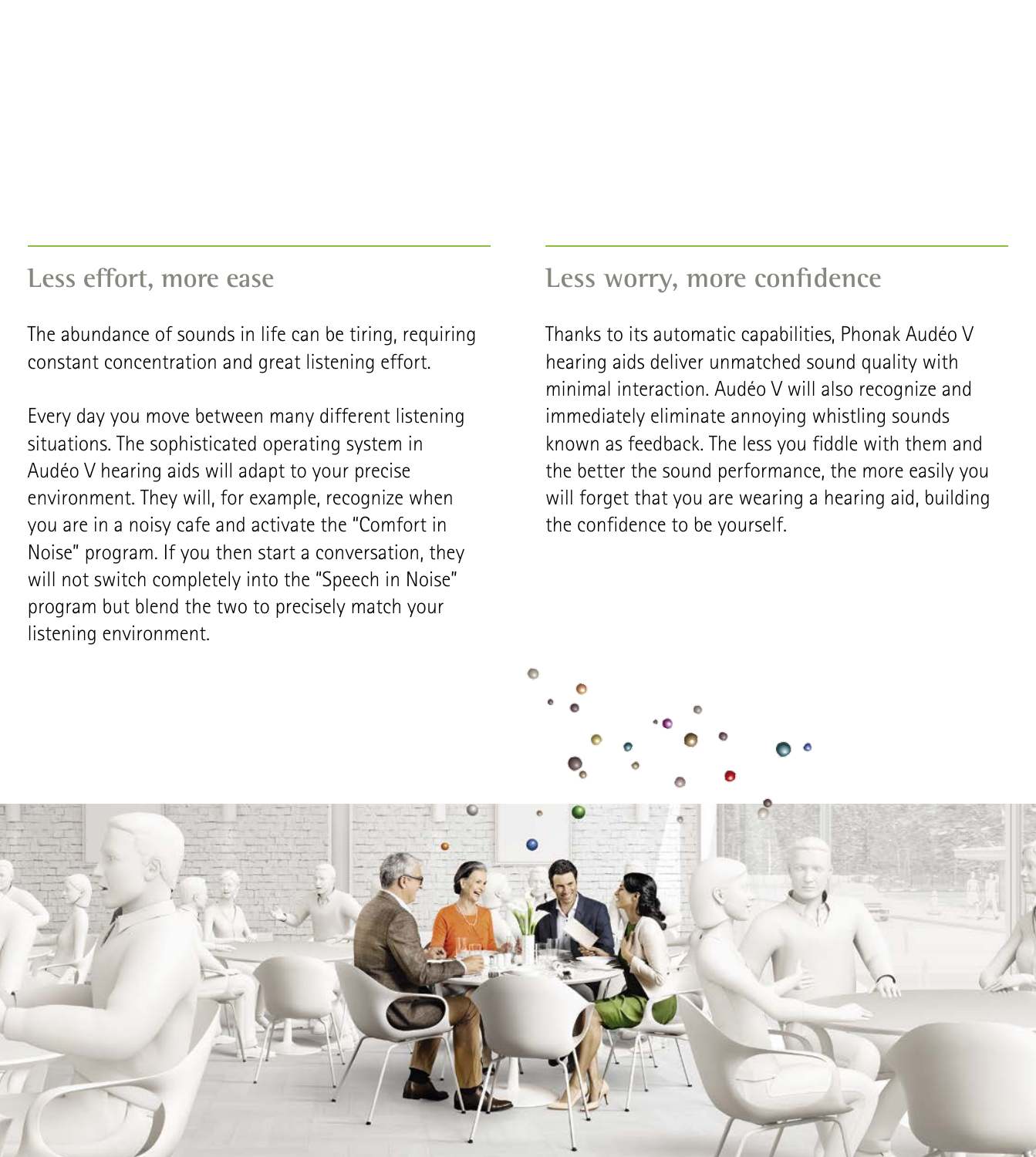## Less effort, more ease

The abundance of sounds in life can be tiring, requiring constant concentration and great listening effort.

Every day you move between many different listening situations. The sophisticated operating system in Audéo V hearing aids will adapt to your precise environment. They will, for example, recognize when you are in a noisy cafe and activate the "Comfort in Noise" program. If you then start a conversation, they will not switch completely into the "Speech in Noise" program but blend the two to precisely match your listening environment.

## Less worry, more confidence

Thanks to its automatic capabilities, Phonak Audéo V hearing aids deliver unmatched sound quality with minimal interaction. Audéo V will also recognize and immediately eliminate annoying whistling sounds known as feedback. The less you fiddle with them and the better the sound performance, the more easily you will forget that you are wearing a hearing aid, building the confidence to be yourself.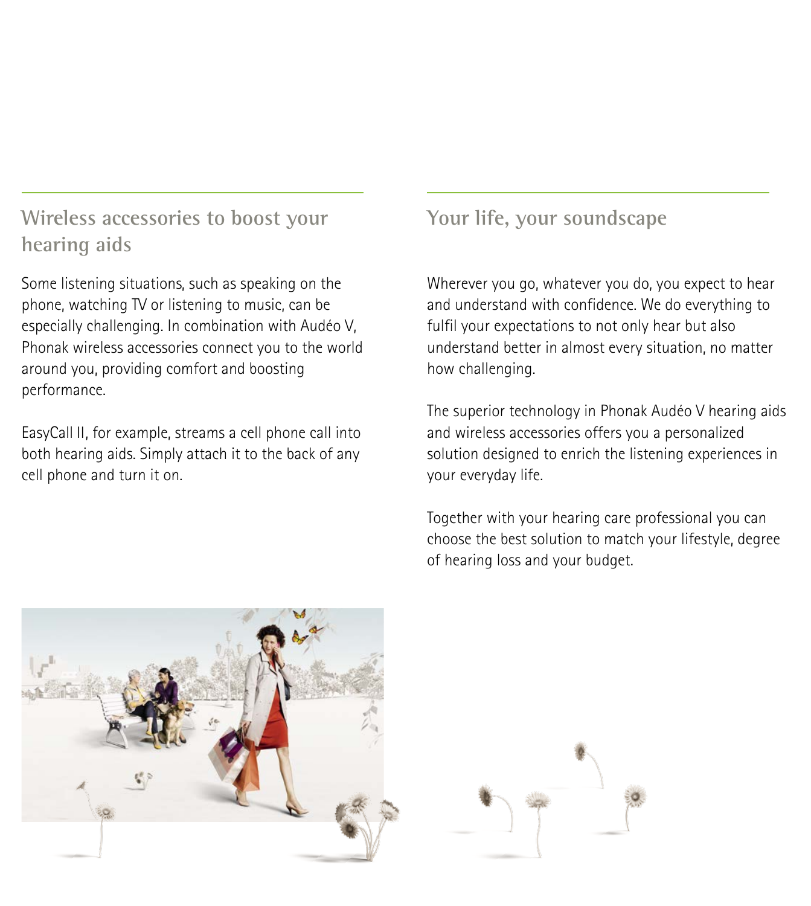## Wireless accessories to boost your hearing aids

Some listening situations, such as speaking on the phone, watching TV or listening to music, can be especially challenging. In combination with Audéo V, Phonak wireless accessories connect you to the world around you, providing comfort and boosting performance.

EasyCall II, for example, streams a cell phone call into both hearing aids. Simply attach it to the back of any cell phone and turn it on.

## Your life, your soundscape

Wherever you go, whatever you do, you expect to hear and understand with confidence. We do everything to fulfil your expectations to not only hear but also understand better in almost every situation, no matter how challenging.

The superior technology in Phonak Audéo V hearing aids and wireless accessories offers you a personalized solution designed to enrich the listening experiences in your everyday life.

Together with your hearing care professional you can choose the best solution to match your lifestyle, degree of hearing loss and your budget.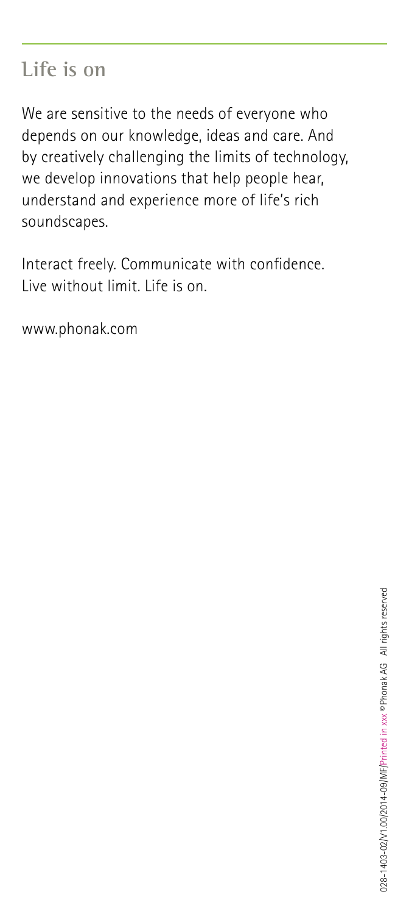## Life is on

We are sensitive to the needs of everyone who depends on our knowledge, ideas and care. And by creatively challenging the limits of technology, we develop innovations that help people hear, understand and experience more of life's rich soundscapes.

Interact freely. Communicate with confidence.
Live without limit. Life is on.

www.phonak.com

028-1403-02/V1.00/2014-09/MF/Printed in xxx ©Phonak AG All rights reserved